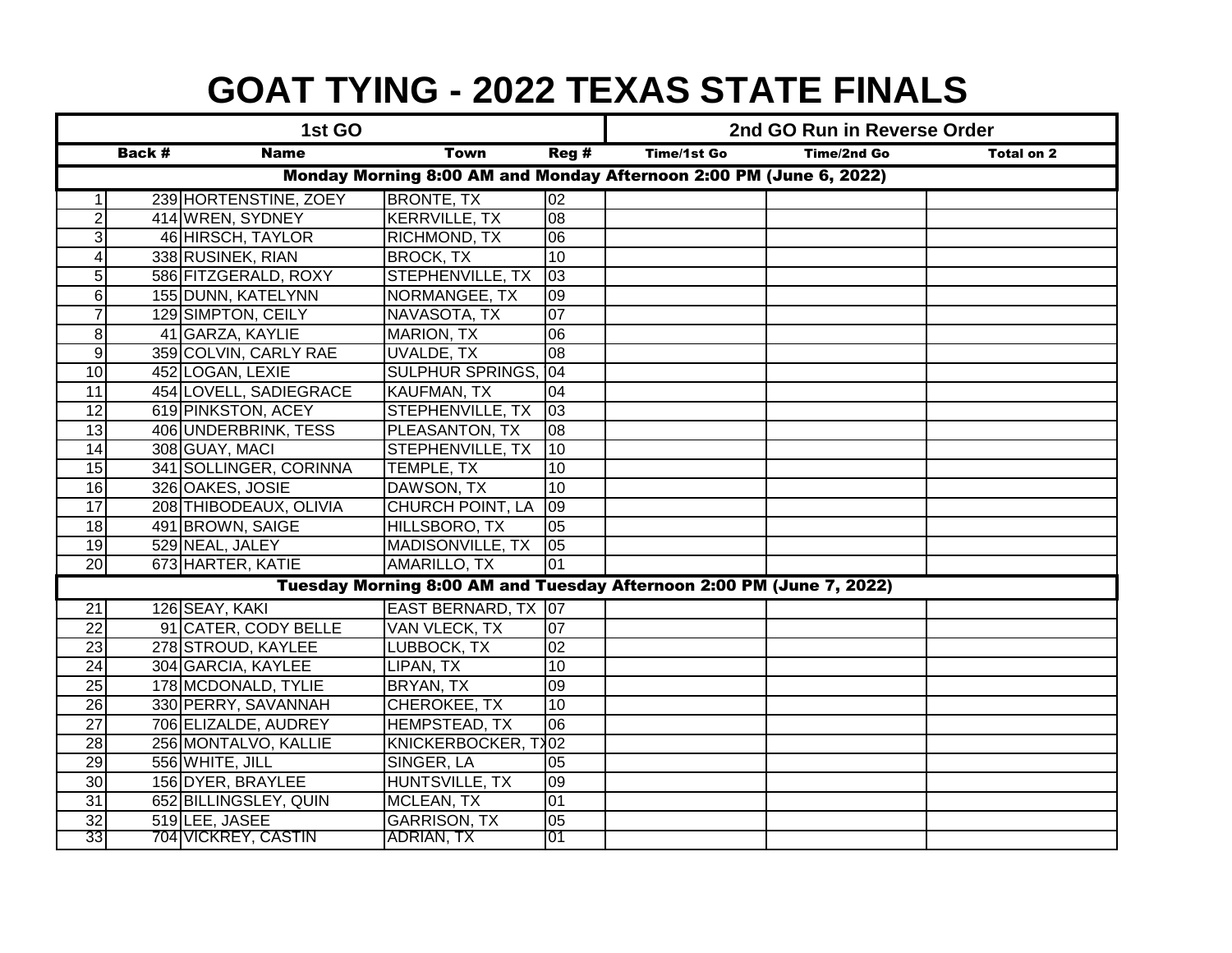# GOAT TYING - 2022 TEXAS STATE FINALS

| 1st GO | | | | | 2nd GO Run in Reverse Order | | |
|---|---|---|---|---|---|---|---|
| | **Back #** | **Name** | **Town** | **Reg #** | **Time/1st Go** | **Time/2nd Go** | **Total on 2** |
| **Monday Morning 8:00 AM and Monday Afternoon 2:00 PM (June 6, 2022)** | | | | | | | |
| 1 | 239 | HORTENSTINE, ZOEY | BRONTE, TX | 02 | | | |
| 2 | 414 | WREN, SYDNEY | KERRVILLE, TX | 08 | | | |
| 3 | 46 | HIRSCH, TAYLOR | RICHMOND, TX | 06 | | | |
| 4 | 338 | RUSINEK, RIAN | BROCK, TX | 10 | | | |
| 5 | 586 | FITZGERALD, ROXY | STEPHENVILLE, TX | 03 | | | |
| 6 | 155 | DUNN, KATELYNN | NORMANGEE, TX | 09 | | | |
| 7 | 129 | SIMPTON, CEILY | NAVASOTA, TX | 07 | | | |
| 8 | 41 | GARZA, KAYLIE | MARION, TX | 06 | | | |
| 9 | 359 | COLVIN, CARLY RAE | UVALDE, TX | 08 | | | |
| 10 | 452 | LOGAN, LEXIE | SULPHUR SPRINGS, | 04 | | | |
| 11 | 454 | LOVELL, SADIEGRACE | KAUFMAN, TX | 04 | | | |
| 12 | 619 | PINKSTON, ACEY | STEPHENVILLE, TX | 03 | | | |
| 13 | 406 | UNDERBRINK, TESS | PLEASANTON, TX | 08 | | | |
| 14 | 308 | GUAY, MACI | STEPHENVILLE, TX | 10 | | | |
| 15 | 341 | SOLLINGER, CORINNA | TEMPLE, TX | 10 | | | |
| 16 | 326 | OAKES, JOSIE | DAWSON, TX | 10 | | | |
| 17 | 208 | THIBODEAUX, OLIVIA | CHURCH POINT, LA | 09 | | | |
| 18 | 491 | BROWN, SAIGE | HILLSBORO, TX | 05 | | | |
| 19 | 529 | NEAL, JALEY | MADISONVILLE, TX | 05 | | | |
| 20 | 673 | HARTER, KATIE | AMARILLO, TX | 01 | | | |
| **Tuesday Morning 8:00 AM and Tuesday Afternoon 2:00 PM (June 7, 2022)** | | | | | | | |
| 21 | 126 | SEAY, KAKI | EAST BERNARD, TX | 07 | | | |
| 22 | 91 | CATER, CODY BELLE | VAN VLECK, TX | 07 | | | |
| 23 | 278 | STROUD, KAYLEE | LUBBOCK, TX | 02 | | | |
| 24 | 304 | GARCIA, KAYLEE | LIPAN, TX | 10 | | | |
| 25 | 178 | MCDONALD, TYLIE | BRYAN, TX | 09 | | | |
| 26 | 330 | PERRY, SAVANNAH | CHEROKEE, TX | 10 | | | |
| 27 | 706 | ELIZALDE, AUDREY | HEMPSTEAD, TX | 06 | | | |
| 28 | 256 | MONTALVO, KALLIE | KNICKERBOCKER, TX | 02 | | | |
| 29 | 556 | WHITE, JILL | SINGER, LA | 05 | | | |
| 30 | 156 | DYER, BRAYLEE | HUNTSVILLE, TX | 09 | | | |
| 31 | 652 | BILLINGSLEY, QUIN | MCLEAN, TX | 01 | | | |
| 32 | 519 | LEE, JASEE | GARRISON, TX | 05 | | | |
| 33 | 704 | VICKREY, CASTIN | ADRIAN, TX | 01 | | | |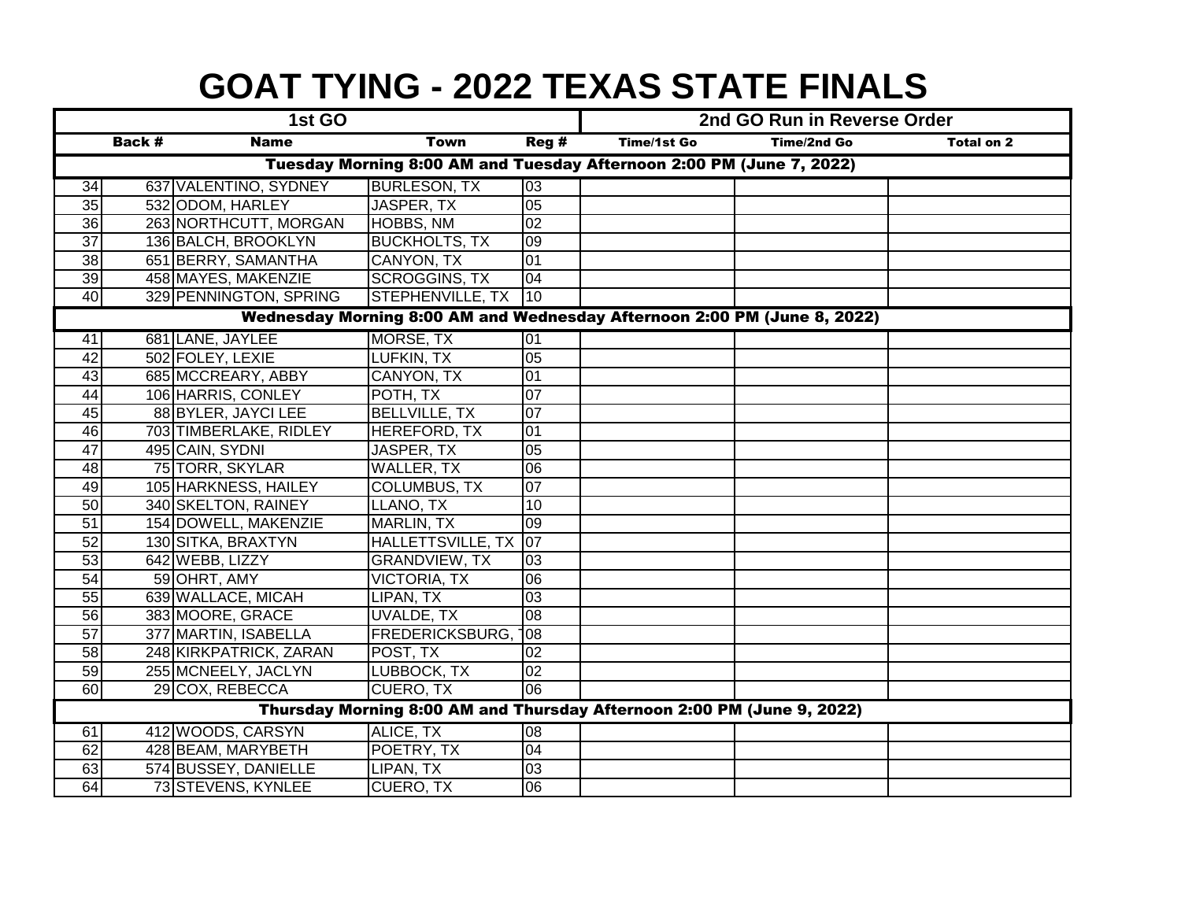# GOAT TYING - 2022 TEXAS STATE FINALS

| 1st GO | | | | | 2nd GO Run in Reverse Order | | |
|---|---|---|---|---|---|---|---|
| | Back # | Name | Town | Reg # | Time/1st Go | Time/2nd Go | Total on 2 |
| Tuesday Morning 8:00 AM and Tuesday Afternoon 2:00 PM (June 7, 2022) | | | | | | | |
| 34 | 637 | VALENTINO, SYDNEY | BURLESON, TX | 03 | | | |
| 35 | 532 | ODOM, HARLEY | JASPER, TX | 05 | | | |
| 36 | 263 | NORTHCUTT, MORGAN | HOBBS, NM | 02 | | | |
| 37 | 136 | BALCH, BROOKLYN | BUCKHOLTS, TX | 09 | | | |
| 38 | 651 | BERRY, SAMANTHA | CANYON, TX | 01 | | | |
| 39 | 458 | MAYES, MAKENZIE | SCROGGINS, TX | 04 | | | |
| 40 | 329 | PENNINGTON, SPRING | STEPHENVILLE, TX | 10 | | | |
| Wednesday Morning 8:00 AM and Wednesday Afternoon 2:00 PM (June 8, 2022) | | | | | | | |
| 41 | 681 | LANE, JAYLEE | MORSE, TX | 01 | | | |
| 42 | 502 | FOLEY, LEXIE | LUFKIN, TX | 05 | | | |
| 43 | 685 | MCCREARY, ABBY | CANYON, TX | 01 | | | |
| 44 | 106 | HARRIS, CONLEY | POTH, TX | 07 | | | |
| 45 | 88 | BYLER, JAYCI LEE | BELLVILLE, TX | 07 | | | |
| 46 | 703 | TIMBERLAKE, RIDLEY | HEREFORD, TX | 01 | | | |
| 47 | 495 | CAIN, SYDNI | JASPER, TX | 05 | | | |
| 48 | 75 | TORR, SKYLAR | WALLER, TX | 06 | | | |
| 49 | 105 | HARKNESS, HAILEY | COLUMBUS, TX | 07 | | | |
| 50 | 340 | SKELTON, RAINEY | LLANO, TX | 10 | | | |
| 51 | 154 | DOWELL, MAKENZIE | MARLIN, TX | 09 | | | |
| 52 | 130 | SITKA, BRAXTYN | HALLETTSVILLE, TX | 07 | | | |
| 53 | 642 | WEBB, LIZZY | GRANDVIEW, TX | 03 | | | |
| 54 | 59 | OHRT, AMY | VICTORIA, TX | 06 | | | |
| 55 | 639 | WALLACE, MICAH | LIPAN, TX | 03 | | | |
| 56 | 383 | MOORE, GRACE | UVALDE, TX | 08 | | | |
| 57 | 377 | MARTIN, ISABELLA | FREDERICKSBURG, T | 08 | | | |
| 58 | 248 | KIRKPATRICK, ZARAN | POST, TX | 02 | | | |
| 59 | 255 | MCNEELY, JACLYN | LUBBOCK, TX | 02 | | | |
| 60 | 29 | COX, REBECCA | CUERO, TX | 06 | | | |
| Thursday Morning 8:00 AM and Thursday Afternoon 2:00 PM (June 9, 2022) | | | | | | | |
| 61 | 412 | WOODS, CARSYN | ALICE, TX | 08 | | | |
| 62 | 428 | BEAM, MARYBETH | POETRY, TX | 04 | | | |
| 63 | 574 | BUSSEY, DANIELLE | LIPAN, TX | 03 | | | |
| 64 | 73 | STEVENS, KYNLEE | CUERO, TX | 06 | | | |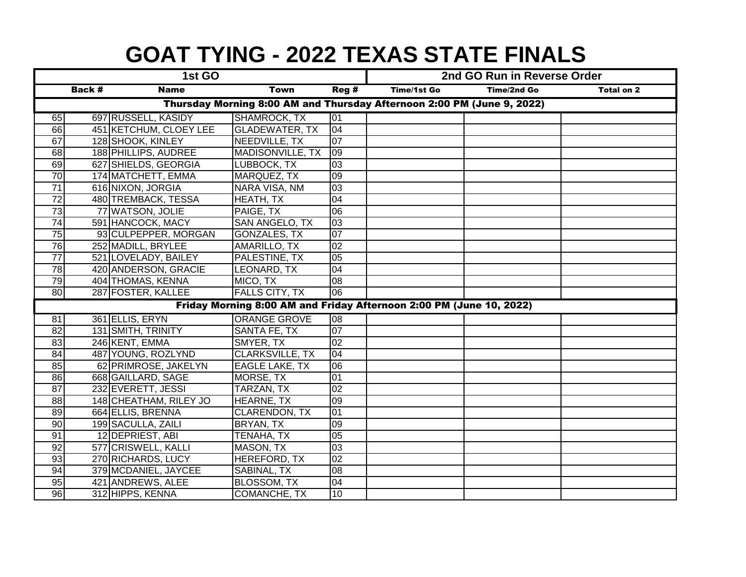# GOAT TYING - 2022 TEXAS STATE FINALS

| | 1st GO | | | | 2nd GO Run in Reverse Order | | |
|---|---|---|---|---|---|---|---|
| | Back # | Name | Town | Reg # | Time/1st Go | Time/2nd Go | Total on 2 |
| **Thursday Morning 8:00 AM and Thursday Afternoon 2:00 PM (June 9, 2022)** | | | | | | | |
| 65 | 697 | RUSSELL, KASIDY | SHAMROCK, TX | 01 | | | |
| 66 | 451 | KETCHUM, CLOEY LEE | GLADEWATER, TX | 04 | | | |
| 67 | 128 | SHOOK, KINLEY | NEEDVILLE, TX | 07 | | | |
| 68 | 188 | PHILLIPS, AUDREE | MADISONVILLE, TX | 09 | | | |
| 69 | 627 | SHIELDS, GEORGIA | LUBBOCK, TX | 03 | | | |
| 70 | 174 | MATCHETT, EMMA | MARQUEZ, TX | 09 | | | |
| 71 | 616 | NIXON, JORGIA | NARA VISA, NM | 03 | | | |
| 72 | 480 | TREMBACK, TESSA | HEATH, TX | 04 | | | |
| 73 | 77 | WATSON, JOLIE | PAIGE, TX | 06 | | | |
| 74 | 591 | HANCOCK, MACY | SAN ANGELO, TX | 03 | | | |
| 75 | 93 | CULPEPPER, MORGAN | GONZALES, TX | 07 | | | |
| 76 | 252 | MADILL, BRYLEE | AMARILLO, TX | 02 | | | |
| 77 | 521 | LOVELADY, BAILEY | PALESTINE, TX | 05 | | | |
| 78 | 420 | ANDERSON, GRACIE | LEONARD, TX | 04 | | | |
| 79 | 404 | THOMAS, KENNA | MICO, TX | 08 | | | |
| 80 | 287 | FOSTER, KALLEE | FALLS CITY, TX | 06 | | | |
| **Friday Morning 8:00 AM and Friday Afternoon 2:00 PM (June 10, 2022)** | | | | | | | |
| 81 | 361 | ELLIS, ERYN | ORANGE GROVE | 08 | | | |
| 82 | 131 | SMITH, TRINITY | SANTA FE, TX | 07 | | | |
| 83 | 246 | KENT, EMMA | SMYER, TX | 02 | | | |
| 84 | 487 | YOUNG, ROZLYND | CLARKSVILLE, TX | 04 | | | |
| 85 | 62 | PRIMROSE, JAKELYN | EAGLE LAKE, TX | 06 | | | |
| 86 | 668 | GAILLARD, SAGE | MORSE, TX | 01 | | | |
| 87 | 232 | EVERETT, JESSI | TARZAN, TX | 02 | | | |
| 88 | 148 | CHEATHAM, RILEY JO | HEARNE, TX | 09 | | | |
| 89 | 664 | ELLIS, BRENNA | CLARENDON, TX | 01 | | | |
| 90 | 199 | SACULLA, ZAILI | BRYAN, TX | 09 | | | |
| 91 | 12 | DEPRIEST, ABI | TENAHA, TX | 05 | | | |
| 92 | 577 | CRISWELL, KALLI | MASON, TX | 03 | | | |
| 93 | 270 | RICHARDS, LUCY | HEREFORD, TX | 02 | | | |
| 94 | 379 | MCDANIEL, JAYCEE | SABINAL, TX | 08 | | | |
| 95 | 421 | ANDREWS, ALEE | BLOSSOM, TX | 04 | | | |
| 96 | 312 | HIPPS, KENNA | COMANCHE, TX | 10 | | | |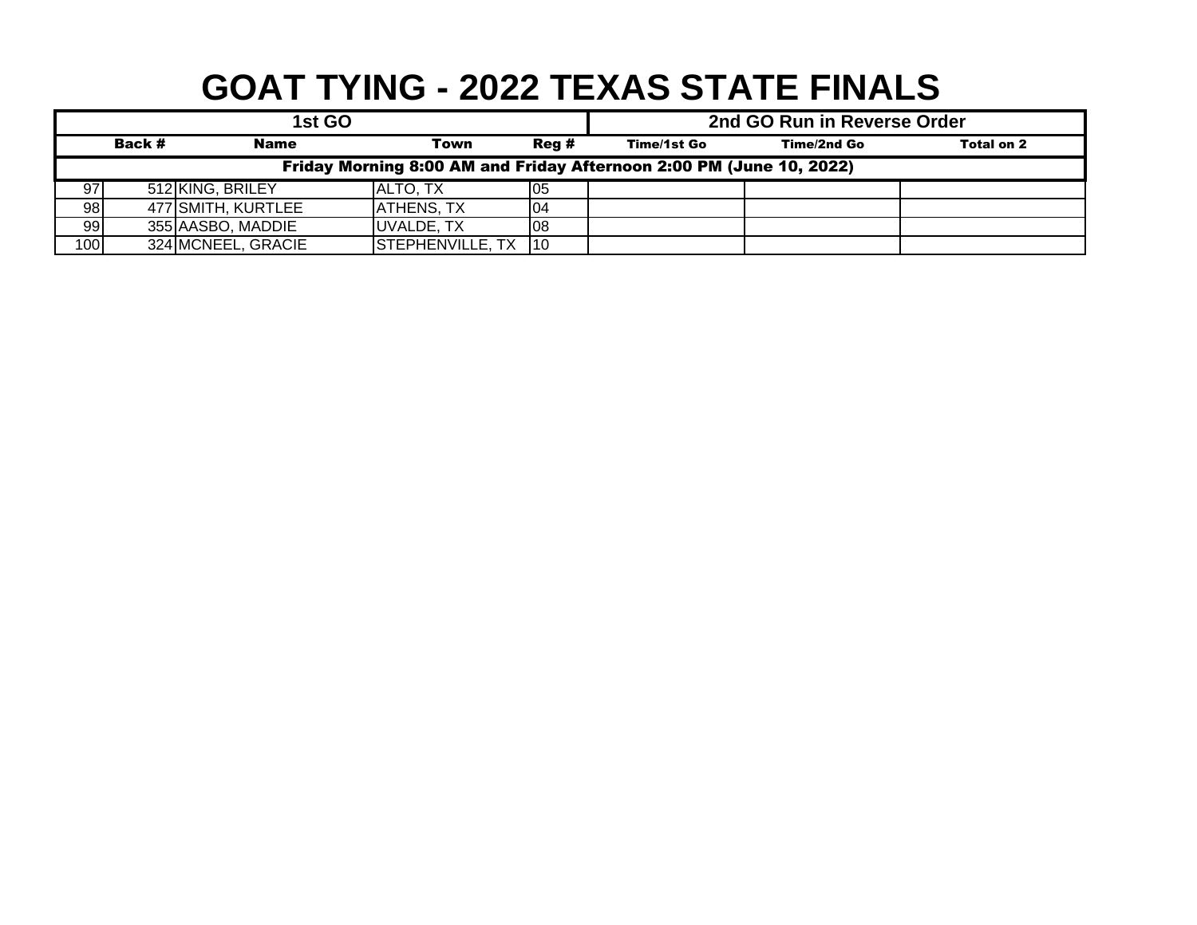# GOAT TYING - 2022 TEXAS STATE FINALS

| 1st GO | | | | | 2nd GO Run in Reverse Order | | |
|---|---|---|---|---|---|---|---|
| | Back # | Name | Town | Reg # | Time/1st Go | Time/2nd Go | Total on 2 |
| Friday Morning 8:00 AM and Friday Afternoon 2:00 PM (June 10, 2022) | | | | | | | |
| 97 | 512 | KING, BRILEY | ALTO, TX | 05 | | | |
| 98 | 477 | SMITH, KURTLEE | ATHENS, TX | 04 | | | |
| 99 | 355 | AASBO, MADDIE | UVALDE, TX | 08 | | | |
| 100 | 324 | MCNEEL, GRACIE | STEPHENVILLE, TX | 10 | | | |